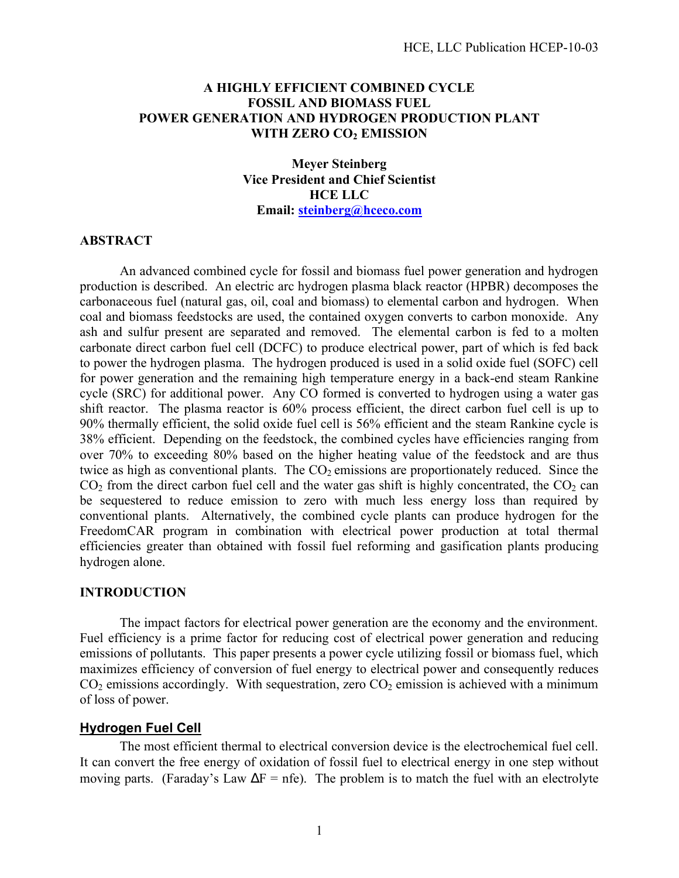# A HIGHLY EFFICIENT COMBINED CYCLE FOSSIL AND BIOMASS FUEL POWER GENERATION AND HYDROGEN PRODUCTION PLANT WITH ZERO $CO_2$ EMISSION

**Meyer Steinberg**
**Vice President and Chief Scientist**
**HCE LLC**
**Email: steinberg@hceco.com**

## ABSTRACT

An advanced combined cycle for fossil and biomass fuel power generation and hydrogen production is described. An electric arc hydrogen plasma black reactor (HPBR) decomposes the carbonaceous fuel (natural gas, oil, coal and biomass) to elemental carbon and hydrogen. When coal and biomass feedstocks are used, the contained oxygen converts to carbon monoxide. Any ash and sulfur present are separated and removed. The elemental carbon is fed to a molten carbonate direct carbon fuel cell (DCFC) to produce electrical power, part of which is fed back to power the hydrogen plasma. The hydrogen produced is used in a solid oxide fuel (SOFC) cell for power generation and the remaining high temperature energy in a back-end steam Rankine cycle (SRC) for additional power. Any CO formed is converted to hydrogen using a water gas shift reactor. The plasma reactor is 60% process efficient, the direct carbon fuel cell is up to 90% thermally efficient, the solid oxide fuel cell is 56% efficient and the steam Rankine cycle is 38% efficient. Depending on the feedstock, the combined cycles have efficiencies ranging from over 70% to exceeding 80% based on the higher heating value of the feedstock and are thus twice as high as conventional plants. The $CO_2$ emissions are proportionately reduced. Since the $CO_2$ from the direct carbon fuel cell and the water gas shift is highly concentrated, the $CO_2$ can be sequestered to reduce emission to zero with much less energy loss than required by conventional plants. Alternatively, the combined cycle plants can produce hydrogen for the FreedomCAR program in combination with electrical power production at total thermal efficiencies greater than obtained with fossil fuel reforming and gasification plants producing hydrogen alone.

## INTRODUCTION

The impact factors for electrical power generation are the economy and the environment. Fuel efficiency is a prime factor for reducing cost of electrical power generation and reducing emissions of pollutants. This paper presents a power cycle utilizing fossil or biomass fuel, which maximizes efficiency of conversion of fuel energy to electrical power and consequently reduces $CO_2$ emissions accordingly. With sequestration, zero $CO_2$ emission is achieved with a minimum of loss of power.

### Hydrogen Fuel Cell

The most efficient thermal to electrical conversion device is the electrochemical fuel cell. It can convert the free energy of oxidation of fossil fuel to electrical energy in one step without moving parts. (Faraday's Law $\Delta F = nfe$). The problem is to match the fuel with an electrolyte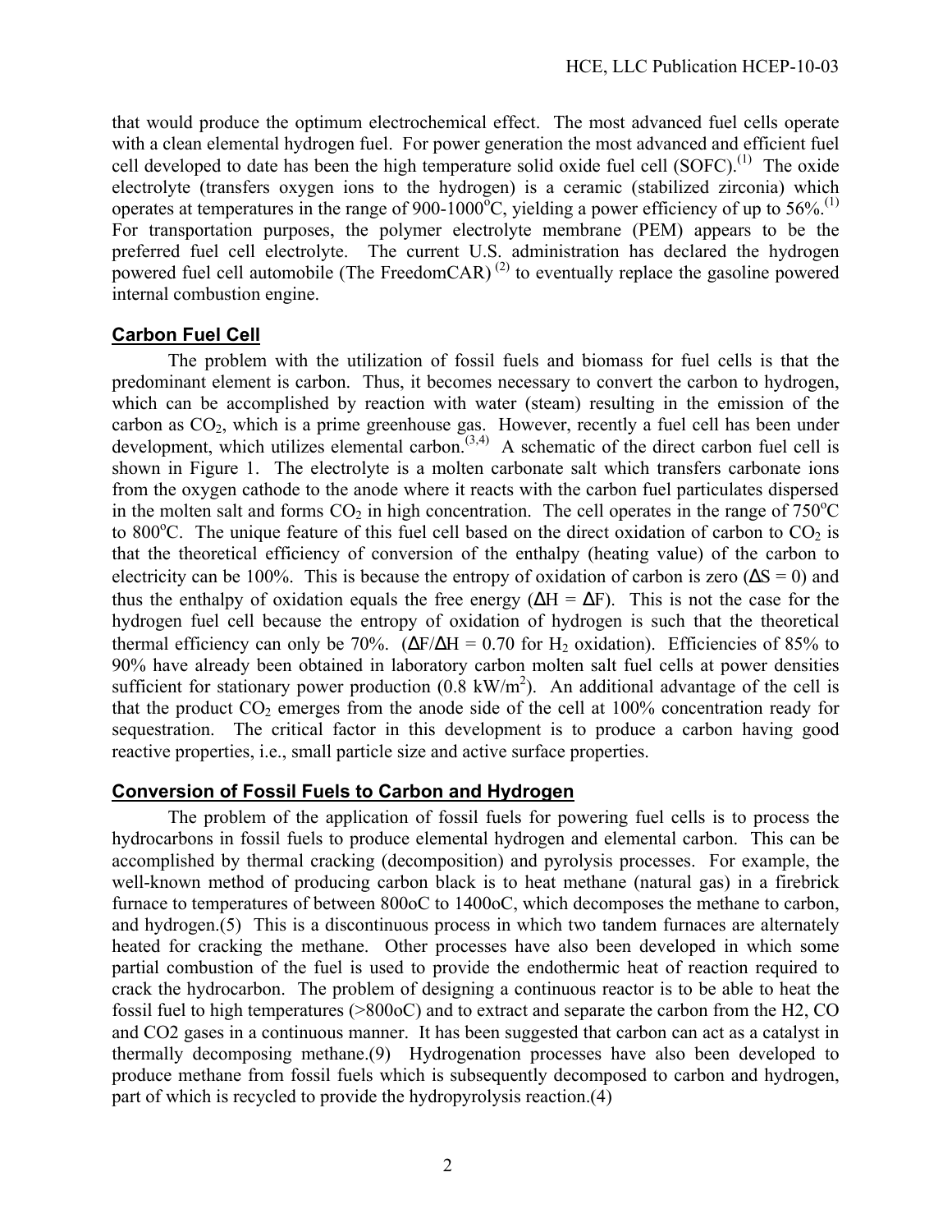that would produce the optimum electrochemical effect. The most advanced fuel cells operate with a clean elemental hydrogen fuel. For power generation the most advanced and efficient fuel cell developed to date has been the high temperature solid oxide fuel cell (SOFC).[1] The oxide electrolyte (transfers oxygen ions to the hydrogen) is a ceramic (stabilized zirconia) which operates at temperatures in the range of 900-1000$^oC$, yielding a power efficiency of up to 56%.[1] For transportation purposes, the polymer electrolyte membrane (PEM) appears to be the preferred fuel cell electrolyte. The current U.S. administration has declared the hydrogen powered fuel cell automobile (The FreedomCAR)[2] to eventually replace the gasoline powered internal combustion engine.

## Carbon Fuel Cell

The problem with the utilization of fossil fuels and biomass for fuel cells is that the predominant element is carbon. Thus, it becomes necessary to convert the carbon to hydrogen, which can be accomplished by reaction with water (steam) resulting in the emission of the carbon as $CO_2$, which is a prime greenhouse gas. However, recently a fuel cell has been under development, which utilizes elemental carbon.[3,4] A schematic of the direct carbon fuel cell is shown in Figure 1. The electrolyte is a molten carbonate salt which transfers carbonate ions from the oxygen cathode to the anode where it reacts with the carbon fuel particulates dispersed in the molten salt and forms $CO_2$ in high concentration. The cell operates in the range of 750$^oC$ to 800$^oC$. The unique feature of this fuel cell based on the direct oxidation of carbon to $CO_2$ is that the theoretical efficiency of conversion of the enthalpy (heating value) of the carbon to electricity can be 100%. This is because the entropy of oxidation of carbon is zero ($\Delta S = 0$) and thus the enthalpy of oxidation equals the free energy ($\Delta H = \Delta F$). This is not the case for the hydrogen fuel cell because the entropy of oxidation of hydrogen is such that the theoretical thermal efficiency can only be 70%. ($\Delta F/\Delta H = 0.70$ for $H_2$ oxidation). Efficiencies of 85% to 90% have already been obtained in laboratory carbon molten salt fuel cells at power densities sufficient for stationary power production (0.8 $kW/m^2$). An additional advantage of the cell is that the product $CO_2$ emerges from the anode side of the cell at 100% concentration ready for sequestration. The critical factor in this development is to produce a carbon having good reactive properties, i.e., small particle size and active surface properties.

## Conversion of Fossil Fuels to Carbon and Hydrogen

The problem of the application of fossil fuels for powering fuel cells is to process the hydrocarbons in fossil fuels to produce elemental hydrogen and elemental carbon. This can be accomplished by thermal cracking (decomposition) and pyrolysis processes. For example, the well-known method of producing carbon black is to heat methane (natural gas) in a firebrick furnace to temperatures of between 800oC to 1400oC, which decomposes the methane to carbon, and hydrogen.(5) This is a discontinuous process in which two tandem furnaces are alternately heated for cracking the methane. Other processes have also been developed in which some partial combustion of the fuel is used to provide the endothermic heat of reaction required to crack the hydrocarbon. The problem of designing a continuous reactor is to be able to heat the fossil fuel to high temperatures (>800oC) and to extract and separate the carbon from the H2, CO and CO2 gases in a continuous manner. It has been suggested that carbon can act as a catalyst in thermally decomposing methane.(9) Hydrogenation processes have also been developed to produce methane from fossil fuels which is subsequently decomposed to carbon and hydrogen, part of which is recycled to provide the hydropyrolysis reaction.(4)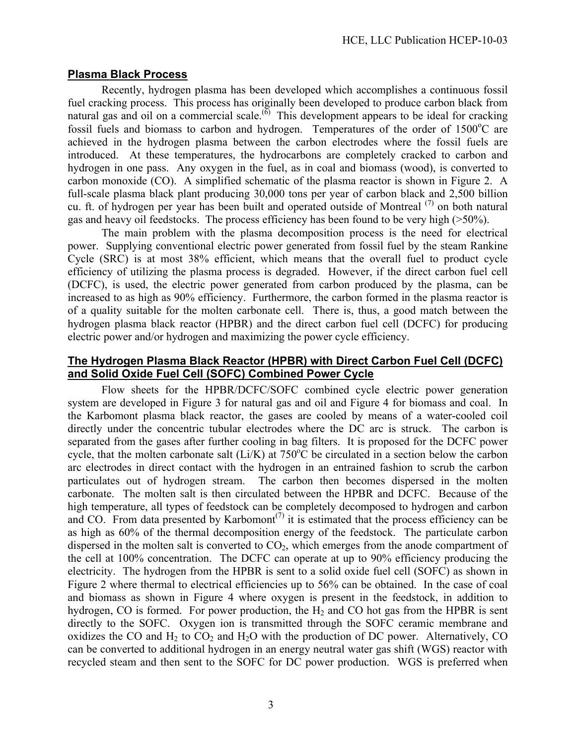## Plasma Black Process

Recently, hydrogen plasma has been developed which accomplishes a continuous fossil fuel cracking process. This process has originally been developed to produce carbon black from natural gas and oil on a commercial scale.[6] This development appears to be ideal for cracking fossil fuels and biomass to carbon and hydrogen. Temperatures of the order of 1500°C are achieved in the hydrogen plasma between the carbon electrodes where the fossil fuels are introduced. At these temperatures, the hydrocarbons are completely cracked to carbon and hydrogen in one pass. Any oxygen in the fuel, as in coal and biomass (wood), is converted to carbon monoxide (CO). A simplified schematic of the plasma reactor is shown in Figure 2. A full-scale plasma black plant producing 30,000 tons per year of carbon black and 2,500 billion cu. ft. of hydrogen per year has been built and operated outside of Montreal [7] on both natural gas and heavy oil feedstocks. The process efficiency has been found to be very high (>50%).

The main problem with the plasma decomposition process is the need for electrical power. Supplying conventional electric power generated from fossil fuel by the steam Rankine Cycle (SRC) is at most 38% efficient, which means that the overall fuel to product cycle efficiency of utilizing the plasma process is degraded. However, if the direct carbon fuel cell (DCFC), is used, the electric power generated from carbon produced by the plasma, can be increased to as high as 90% efficiency. Furthermore, the carbon formed in the plasma reactor is of a quality suitable for the molten carbonate cell. There is, thus, a good match between the hydrogen plasma black reactor (HPBR) and the direct carbon fuel cell (DCFC) for producing electric power and/or hydrogen and maximizing the power cycle efficiency.

## The Hydrogen Plasma Black Reactor (HPBR) with Direct Carbon Fuel Cell (DCFC) and Solid Oxide Fuel Cell (SOFC) Combined Power Cycle

Flow sheets for the HPBR/DCFC/SOFC combined cycle electric power generation system are developed in Figure 3 for natural gas and oil and Figure 4 for biomass and coal. In the Karbomont plasma black reactor, the gases are cooled by means of a water-cooled coil directly under the concentric tubular electrodes where the DC arc is struck. The carbon is separated from the gases after further cooling in bag filters. It is proposed for the DCFC power cycle, that the molten carbonate salt (Li/K) at 750°C be circulated in a section below the carbon arc electrodes in direct contact with the hydrogen in an entrained fashion to scrub the carbon particulates out of hydrogen stream. The carbon then becomes dispersed in the molten carbonate. The molten salt is then circulated between the HPBR and DCFC. Because of the high temperature, all types of feedstock can be completely decomposed to hydrogen and carbon and CO. From data presented by Karbomont[7] it is estimated that the process efficiency can be as high as 60% of the thermal decomposition energy of the feedstock. The particulate carbon dispersed in the molten salt is converted to $CO_2$, which emerges from the anode compartment of the cell at 100% concentration. The DCFC can operate at up to 90% efficiency producing the electricity. The hydrogen from the HPBR is sent to a solid oxide fuel cell (SOFC) as shown in Figure 2 where thermal to electrical efficiencies up to 56% can be obtained. In the case of coal and biomass as shown in Figure 4 where oxygen is present in the feedstock, in addition to hydrogen, CO is formed. For power production, the $H_2$ and CO hot gas from the HPBR is sent directly to the SOFC. Oxygen ion is transmitted through the SOFC ceramic membrane and oxidizes the CO and $H_2$ to $CO_2$ and $H_2O$ with the production of DC power. Alternatively, CO can be converted to additional hydrogen in an energy neutral water gas shift (WGS) reactor with recycled steam and then sent to the SOFC for DC power production. WGS is preferred when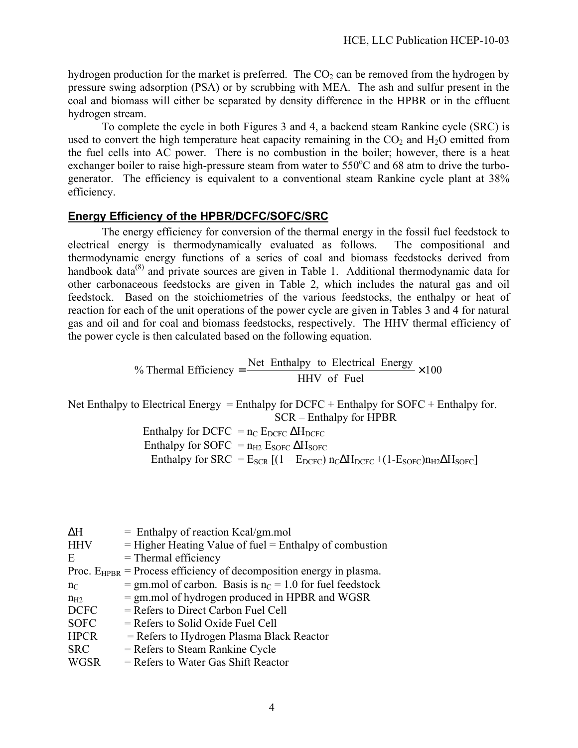hydrogen production for the market is preferred. The $CO_2$ can be removed from the hydrogen by pressure swing adsorption (PSA) or by scrubbing with MEA. The ash and sulfur present in the coal and biomass will either be separated by density difference in the HPBR or in the effluent hydrogen stream.

To complete the cycle in both Figures 3 and 4, a backend steam Rankine cycle (SRC) is used to convert the high temperature heat capacity remaining in the $CO_2$ and $H_2O$ emitted from the fuel cells into AC power. There is no combustion in the boiler; however, there is a heat exchanger boiler to raise high-pressure steam from water to 550°C and 68 atm to drive the turbo-generator. The efficiency is equivalent to a conventional steam Rankine cycle plant at 38% efficiency.

## Energy Efficiency of the HPBR/DCFC/SOFC/SRC

The energy efficiency for conversion of the thermal energy in the fossil fuel feedstock to electrical energy is thermodynamically evaluated as follows. The compositional and thermodynamic energy functions of a series of coal and biomass feedstocks derived from handbook data[8] and private sources are given in Table 1. Additional thermodynamic data for other carbonaceous feedstocks are given in Table 2, which includes the natural gas and oil feedstock. Based on the stoichiometries of the various feedstocks, the enthalpy or heat of reaction for each of the unit operations of the power cycle are given in Tables 3 and 4 for natural gas and oil and for coal and biomass feedstocks, respectively. The HHV thermal efficiency of the power cycle is then calculated based on the following equation.

$$\%\ \text{Thermal Efficiency} = \frac{\text{Net Enthalpy to Electrical Energy}}{\text{HHV of Fuel}} \times 100$$

Net Enthalpy to Electrical Energy = Enthalpy for DCFC + Enthalpy for SOFC + Enthalpy for. SCR – Enthalpy for HPBR

Enthalpy for DCFC $= n_C\, E_{DCFC}\, \Delta H_{DCFC}$

Enthalpy for SOFC $= n_{H2}\, E_{SOFC}\, \Delta H_{SOFC}$

Enthalpy for SRC $= E_{SCR}\, [(1 - E_{DCFC})\, n_C \Delta H_{DCFC} + (1 - E_{SOFC}) n_{H2} \Delta H_{SOFC}]$

- $\Delta H$ = Enthalpy of reaction Kcal/gm.mol
- HHV = Higher Heating Value of fuel = Enthalpy of combustion
- E = Thermal efficiency
- Proc. $E_{HPBR}$ = Process efficiency of decomposition energy in plasma.
- $n_C$ = gm.mol of carbon. Basis is $n_C$ = 1.0 for fuel feedstock
- $n_{H2}$ = gm.mol of hydrogen produced in HPBR and WGSR
- DCFC = Refers to Direct Carbon Fuel Cell
- SOFC = Refers to Solid Oxide Fuel Cell
- HPCR = Refers to Hydrogen Plasma Black Reactor
- SRC = Refers to Steam Rankine Cycle
- WGSR = Refers to Water Gas Shift Reactor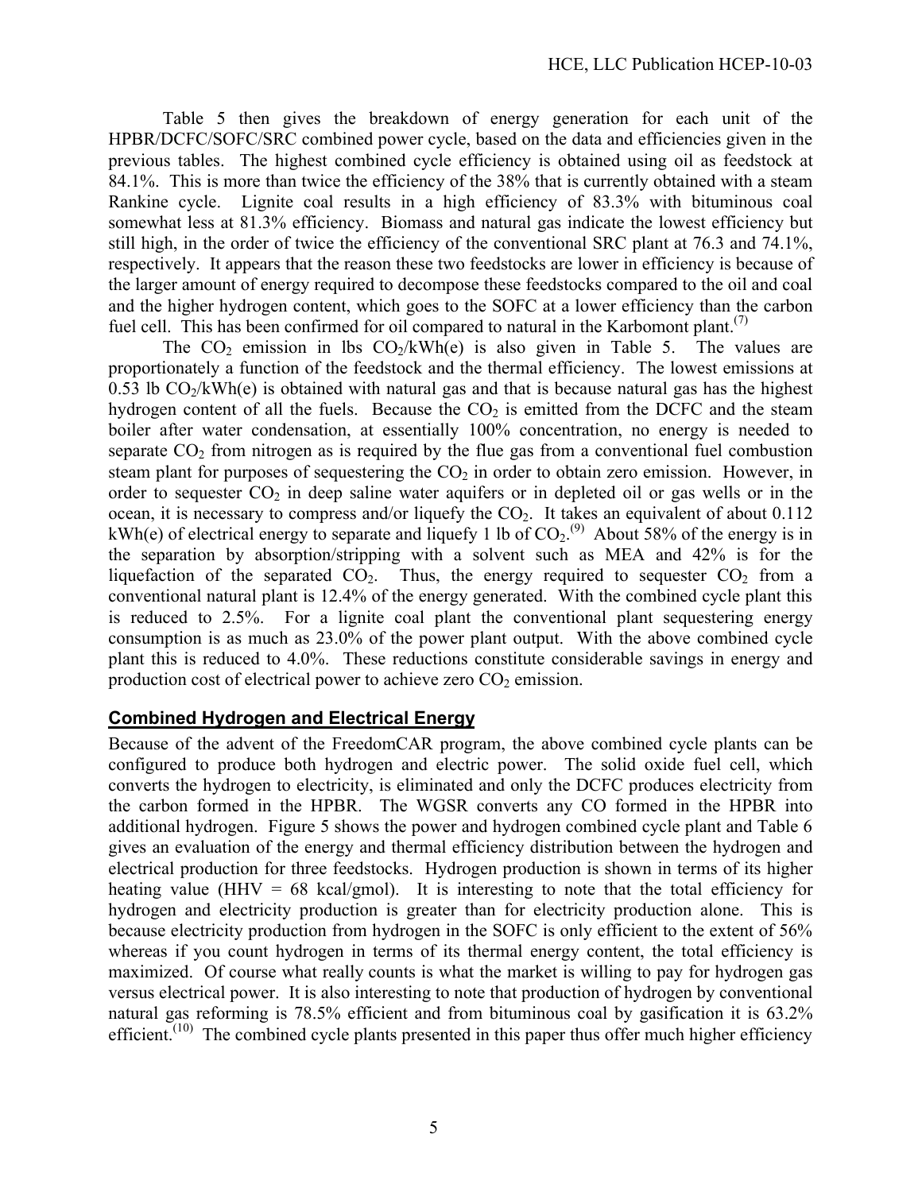Table 5 then gives the breakdown of energy generation for each unit of the HPBR/DCFC/SOFC/SRC combined power cycle, based on the data and efficiencies given in the previous tables. The highest combined cycle efficiency is obtained using oil as feedstock at 84.1%. This is more than twice the efficiency of the 38% that is currently obtained with a steam Rankine cycle. Lignite coal results in a high efficiency of 83.3% with bituminous coal somewhat less at 81.3% efficiency. Biomass and natural gas indicate the lowest efficiency but still high, in the order of twice the efficiency of the conventional SRC plant at 76.3 and 74.1%, respectively. It appears that the reason these two feedstocks are lower in efficiency is because of the larger amount of energy required to decompose these feedstocks compared to the oil and coal and the higher hydrogen content, which goes to the SOFC at a lower efficiency than the carbon fuel cell. This has been confirmed for oil compared to natural in the Karbomont plant.[7]

The $CO_2$ emission in lbs $CO_2$/kWh(e) is also given in Table 5. The values are proportionately a function of the feedstock and the thermal efficiency. The lowest emissions at 0.53 lb $CO_2$/kWh(e) is obtained with natural gas and that is because natural gas has the highest hydrogen content of all the fuels. Because the $CO_2$ is emitted from the DCFC and the steam boiler after water condensation, at essentially 100% concentration, no energy is needed to separate $CO_2$ from nitrogen as is required by the flue gas from a conventional fuel combustion steam plant for purposes of sequestering the $CO_2$ in order to obtain zero emission. However, in order to sequester $CO_2$ in deep saline water aquifers or in depleted oil or gas wells or in the ocean, it is necessary to compress and/or liquefy the $CO_2$. It takes an equivalent of about 0.112 kWh(e) of electrical energy to separate and liquefy 1 lb of $CO_2$.[9] About 58% of the energy is in the separation by absorption/stripping with a solvent such as MEA and 42% is for the liquefaction of the separated $CO_2$. Thus, the energy required to sequester $CO_2$ from a conventional natural plant is 12.4% of the energy generated. With the combined cycle plant this is reduced to 2.5%. For a lignite coal plant the conventional plant sequestering energy consumption is as much as 23.0% of the power plant output. With the above combined cycle plant this is reduced to 4.0%. These reductions constitute considerable savings in energy and production cost of electrical power to achieve zero $CO_2$ emission.

## Combined Hydrogen and Electrical Energy

Because of the advent of the FreedomCAR program, the above combined cycle plants can be configured to produce both hydrogen and electric power. The solid oxide fuel cell, which converts the hydrogen to electricity, is eliminated and only the DCFC produces electricity from the carbon formed in the HPBR. The WGSR converts any CO formed in the HPBR into additional hydrogen. Figure 5 shows the power and hydrogen combined cycle plant and Table 6 gives an evaluation of the energy and thermal efficiency distribution between the hydrogen and electrical production for three feedstocks. Hydrogen production is shown in terms of its higher heating value (HHV = 68 kcal/gmol). It is interesting to note that the total efficiency for hydrogen and electricity production is greater than for electricity production alone. This is because electricity production from hydrogen in the SOFC is only efficient to the extent of 56% whereas if you count hydrogen in terms of its thermal energy content, the total efficiency is maximized. Of course what really counts is what the market is willing to pay for hydrogen gas versus electrical power. It is also interesting to note that production of hydrogen by conventional natural gas reforming is 78.5% efficient and from bituminous coal by gasification it is 63.2% efficient.[10] The combined cycle plants presented in this paper thus offer much higher efficiency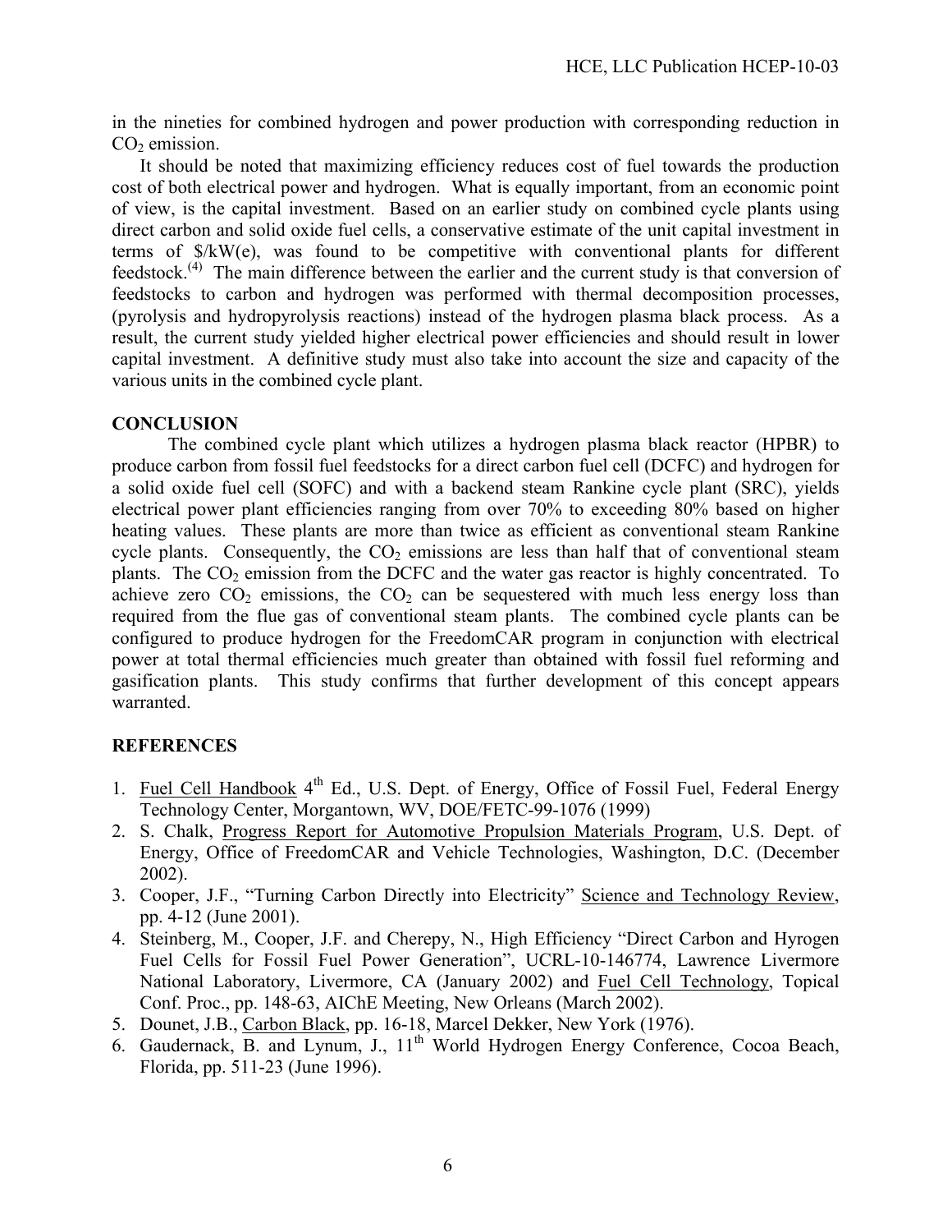in the nineties for combined hydrogen and power production with corresponding reduction in $CO_2$ emission.

It should be noted that maximizing efficiency reduces cost of fuel towards the production cost of both electrical power and hydrogen. What is equally important, from an economic point of view, is the capital investment. Based on an earlier study on combined cycle plants using direct carbon and solid oxide fuel cells, a conservative estimate of the unit capital investment in terms of \$/kW(e), was found to be competitive with conventional plants for different feedstock.[4] The main difference between the earlier and the current study is that conversion of feedstocks to carbon and hydrogen was performed with thermal decomposition processes, (pyrolysis and hydropyrolysis reactions) instead of the hydrogen plasma black process. As a result, the current study yielded higher electrical power efficiencies and should result in lower capital investment. A definitive study must also take into account the size and capacity of the various units in the combined cycle plant.

## CONCLUSION

The combined cycle plant which utilizes a hydrogen plasma black reactor (HPBR) to produce carbon from fossil fuel feedstocks for a direct carbon fuel cell (DCFC) and hydrogen for a solid oxide fuel cell (SOFC) and with a backend steam Rankine cycle plant (SRC), yields electrical power plant efficiencies ranging from over 70% to exceeding 80% based on higher heating values. These plants are more than twice as efficient as conventional steam Rankine cycle plants. Consequently, the $CO_2$ emissions are less than half that of conventional steam plants. The $CO_2$ emission from the DCFC and the water gas reactor is highly concentrated. To achieve zero $CO_2$ emissions, the $CO_2$ can be sequestered with much less energy loss than required from the flue gas of conventional steam plants. The combined cycle plants can be configured to produce hydrogen for the FreedomCAR program in conjunction with electrical power at total thermal efficiencies much greater than obtained with fossil fuel reforming and gasification plants. This study confirms that further development of this concept appears warranted.

## REFERENCES

1. Fuel Cell Handbook 4th Ed., U.S. Dept. of Energy, Office of Fossil Fuel, Federal Energy Technology Center, Morgantown, WV, DOE/FETC-99-1076 (1999)
2. S. Chalk, Progress Report for Automotive Propulsion Materials Program, U.S. Dept. of Energy, Office of FreedomCAR and Vehicle Technologies, Washington, D.C. (December 2002).
3. Cooper, J.F., "Turning Carbon Directly into Electricity" Science and Technology Review, pp. 4-12 (June 2001).
4. Steinberg, M., Cooper, J.F. and Cherepy, N., High Efficiency "Direct Carbon and Hyrogen Fuel Cells for Fossil Fuel Power Generation", UCRL-10-146774, Lawrence Livermore National Laboratory, Livermore, CA (January 2002) and Fuel Cell Technology, Topical Conf. Proc., pp. 148-63, AIChE Meeting, New Orleans (March 2002).
5. Dounet, J.B., Carbon Black, pp. 16-18, Marcel Dekker, New York (1976).
6. Gaudernack, B. and Lynum, J., 11th World Hydrogen Energy Conference, Cocoa Beach, Florida, pp. 511-23 (June 1996).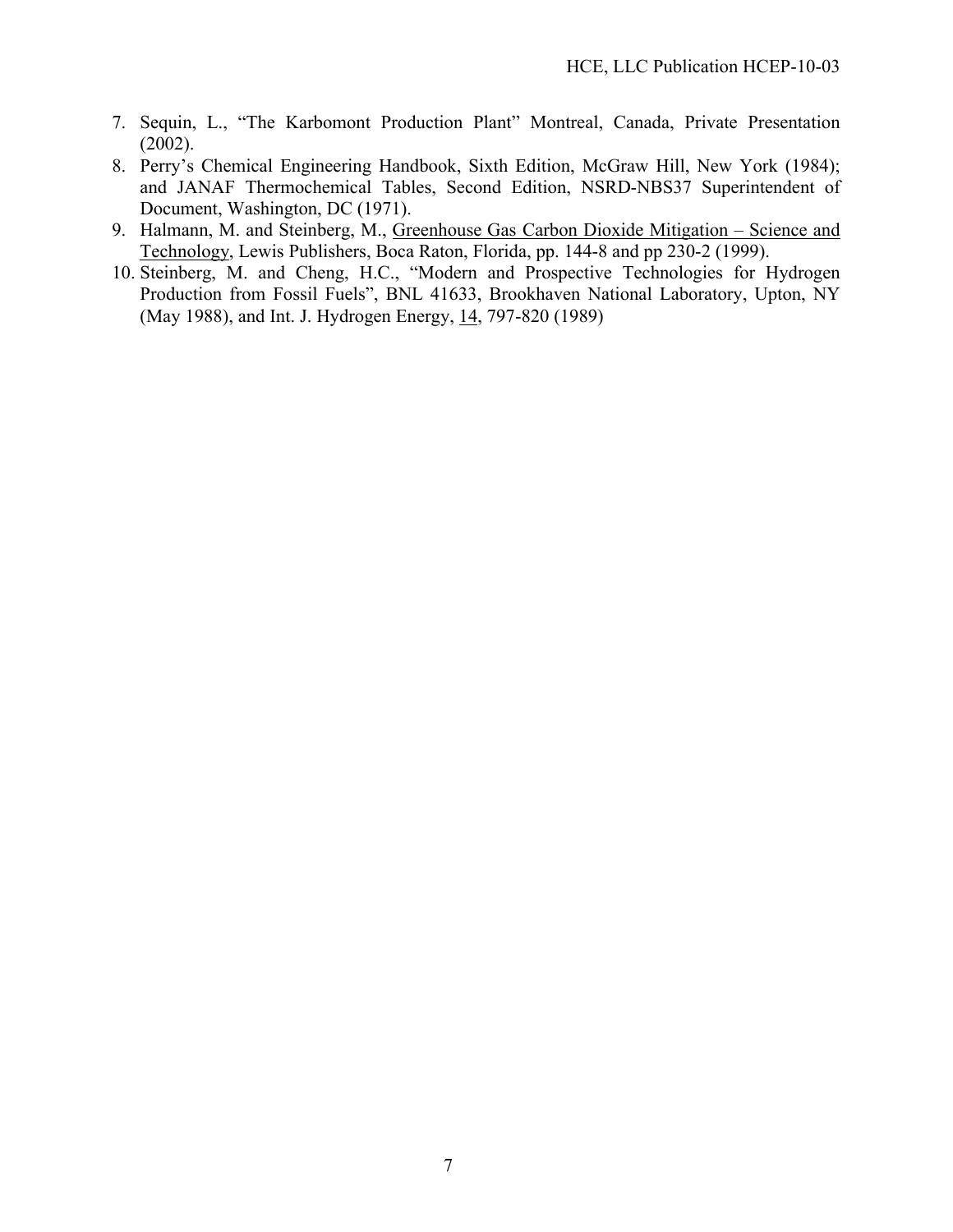7. Sequin, L., "The Karbomont Production Plant" Montreal, Canada, Private Presentation (2002).
8. Perry's Chemical Engineering Handbook, Sixth Edition, McGraw Hill, New York (1984); and JANAF Thermochemical Tables, Second Edition, NSRD-NBS37 Superintendent of Document, Washington, DC (1971).
9. Halmann, M. and Steinberg, M., Greenhouse Gas Carbon Dioxide Mitigation – Science and Technology, Lewis Publishers, Boca Raton, Florida, pp. 144-8 and pp 230-2 (1999).
10. Steinberg, M. and Cheng, H.C., "Modern and Prospective Technologies for Hydrogen Production from Fossil Fuels", BNL 41633, Brookhaven National Laboratory, Upton, NY (May 1988), and Int. J. Hydrogen Energy, 14, 797-820 (1989)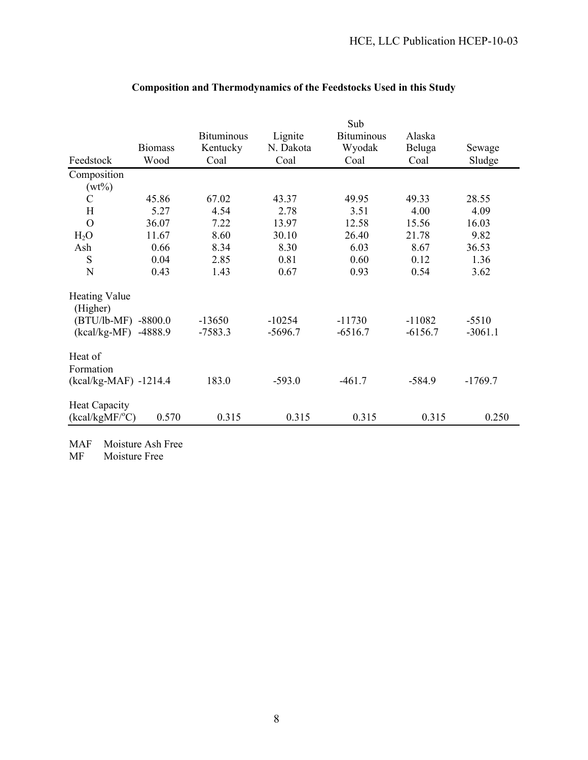**Composition and Thermodynamics of the Feedstocks Used in this Study**

| Feedstock | Biomass Wood | Bituminous Kentucky Coal | Lignite N. Dakota Coal | Sub Bituminous Wyodak Coal | Alaska Beluga Coal | Sewage Sludge |
|---|---|---|---|---|---|---|
| Composition (wt%) | | | | | | |
| C | 45.86 | 67.02 | 43.37 | 49.95 | 49.33 | 28.55 |
| H | 5.27 | 4.54 | 2.78 | 3.51 | 4.00 | 4.09 |
| O | 36.07 | 7.22 | 13.97 | 12.58 | 15.56 | 16.03 |
| $H_2O$ | 11.67 | 8.60 | 30.10 | 26.40 | 21.78 | 9.82 |
| Ash | 0.66 | 8.34 | 8.30 | 6.03 | 8.67 | 36.53 |
| S | 0.04 | 2.85 | 0.81 | 0.60 | 0.12 | 1.36 |
| N | 0.43 | 1.43 | 0.67 | 0.93 | 0.54 | 3.62 |
| Heating Value (Higher) | | | | | | |
| (BTU/lb-MF) | -8800.0 | -13650 | -10254 | -11730 | -11082 | -5510 |
| (kcal/kg-MF) | -4888.9 | -7583.3 | -5696.7 | -6516.7 | -6156.7 | -3061.1 |
| Heat of Formation (kcal/kg-MAF) | -1214.4 | 183.0 | -593.0 | -461.7 | -584.9 | -1769.7 |
| Heat Capacity (kcal/kgMF/°C) | 0.570 | 0.315 | 0.315 | 0.315 | 0.315 | 0.250 |

MAF Moisture Ash Free
MF Moisture Free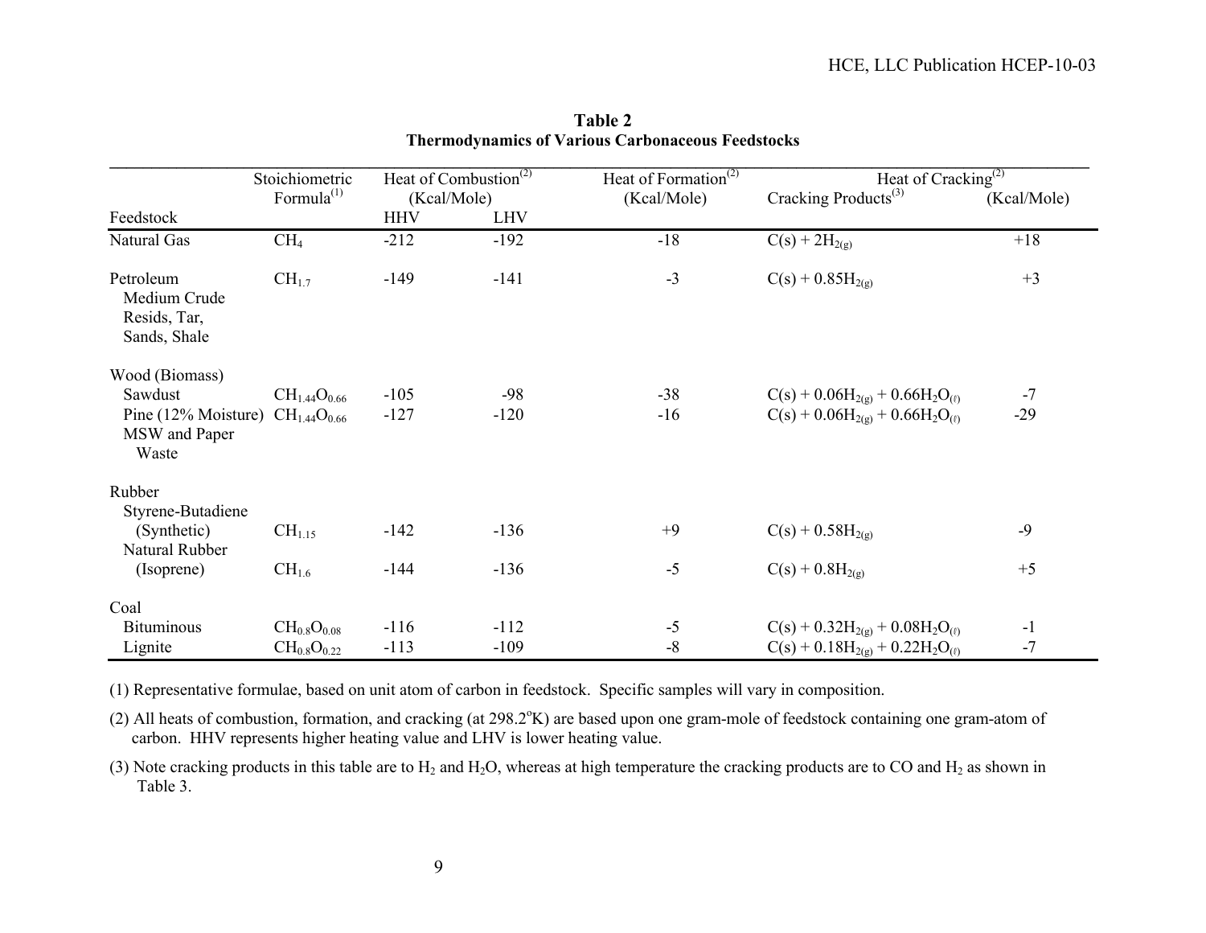**Table 2**
**Thermodynamics of Various Carbonaceous Feedstocks**

| Feedstock | Stoichiometric Formula[1] | Heat of Combustion[2] (Kcal/Mole) HHV | LHV | Heat of Formation[2] (Kcal/Mole) | Heat of Cracking[2] Cracking Products[3] | (Kcal/Mole) |
|---|---|---|---|---|---|---|
| Natural Gas | $CH_4$ | -212 | -192 | -18 | $C(s) + 2H_{2(g)}$ | +18 |
| Petroleum Medium Crude Resids, Tar, Sands, Shale | $CH_{1.7}$ | -149 | -141 | -3 | $C(s) + 0.85H_{2(g)}$ | +3 |
| Wood (Biomass) | | | | | | |
| Sawdust | $CH_{1.44}O_{0.66}$ | -105 | -98 | -38 | $C(s) + 0.06H_{2(g)} + 0.66H_2O_{(\ell)}$ | -7 |
| Pine (12% Moisture) | $CH_{1.44}O_{0.66}$ | -127 | -120 | -16 | $C(s) + 0.06H_{2(g)} + 0.66H_2O_{(\ell)}$ | -29 |
| MSW and Paper Waste | | | | | | |
| Rubber | | | | | | |
| Styrene-Butadiene (Synthetic) | $CH_{1.15}$ | -142 | -136 | +9 | $C(s) + 0.58H_{2(g)}$ | -9 |
| Natural Rubber (Isoprene) | $CH_{1.6}$ | -144 | -136 | -5 | $C(s) + 0.8H_{2(g)}$ | +5 |
| Coal | | | | | | |
| Bituminous | $CH_{0.8}O_{0.08}$ | -116 | -112 | -5 | $C(s) + 0.32H_{2(g)} + 0.08H_2O_{(\ell)}$ | -1 |
| Lignite | $CH_{0.8}O_{0.22}$ | -113 | -109 | -8 | $C(s) + 0.18H_{2(g)} + 0.22H_2O_{(\ell)}$ | -7 |

(1) Representative formulae, based on unit atom of carbon in feedstock. Specific samples will vary in composition.

(2) All heats of combustion, formation, and cracking (at 298.2°K) are based upon one gram-mole of feedstock containing one gram-atom of carbon. HHV represents higher heating value and LHV is lower heating value.

(3) Note cracking products in this table are to $H_2$ and $H_2O$, whereas at high temperature the cracking products are to CO and $H_2$ as shown in Table 3.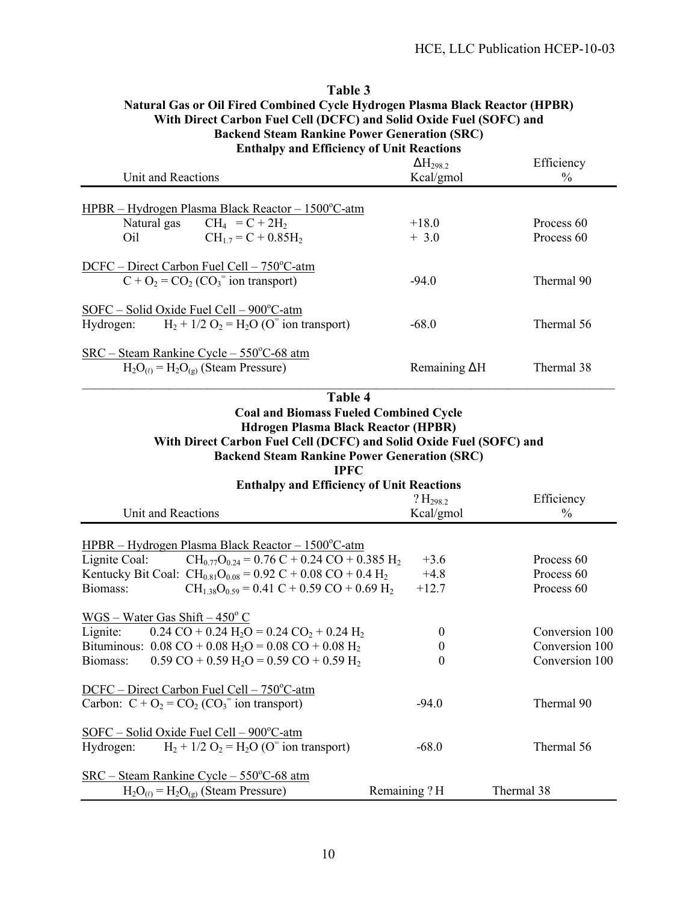**Table 3**
**Natural Gas or Oil Fired Combined Cycle Hydrogen Plasma Black Reactor (HPBR)**
**With Direct Carbon Fuel Cell (DCFC) and Solid Oxide Fuel (SOFC) and**
**Backend Steam Rankine Power Generation (SRC)**
**Enthalpy and Efficiency of Unit Reactions**

| Unit and Reactions | $\Delta H_{298.2}$ Kcal/gmol | Efficiency % |
|---|---|---|
| HPBR – Hydrogen Plasma Black Reactor – 1500°C-atm | | |
| Natural gas $CH_4 = C + 2H_2$ | +18.0 | Process 60 |
| Oil $CH_{1.7} = C + 0.85H_2$ | + 3.0 | Process 60 |
| DCFC – Direct Carbon Fuel Cell – 750°C-atm | | |
| $C + O_2 = CO_2$ ($CO_3^{=}$ ion transport) | -94.0 | Thermal 90 |
| SOFC – Solid Oxide Fuel Cell – 900°C-atm | | |
| Hydrogen: $H_2 + 1/2\ O_2 = H_2O$ ($O^{=}$ ion transport) | -68.0 | Thermal 56 |
| SRC – Steam Rankine Cycle – 550°C-68 atm | | |
| $H_2O_{(\ell)} = H_2O_{(g)}$ (Steam Pressure) | Remaining $\Delta H$ | Thermal 38 |

**Table 4**
**Coal and Biomass Fueled Combined Cycle**
**Hdrogen Plasma Black Reactor (HPBR)**
**With Direct Carbon Fuel Cell (DCFC) and Solid Oxide Fuel (SOFC) and**
**Backend Steam Rankine Power Generation (SRC)**
**IPFC**
**Enthalpy and Efficiency of Unit Reactions**

| Unit and Reactions | ? $H_{298.2}$ Kcal/gmol | Efficiency % |
|---|---|---|
| HPBR – Hydrogen Plasma Black Reactor – 1500°C-atm | | |
| Lignite Coal: $CH_{0.77}O_{0.24} = 0.76\ C + 0.24\ CO + 0.385\ H_2$ | +3.6 | Process 60 |
| Kentucky Bit Coal: $CH_{0.81}O_{0.08} = 0.92\ C + 0.08\ CO + 0.4\ H_2$ | +4.8 | Process 60 |
| Biomass: $CH_{1.38}O_{0.59} = 0.41\ C + 0.59\ CO + 0.69\ H_2$ | +12.7 | Process 60 |
| WGS – Water Gas Shift – 450° C | | |
| Lignite: $0.24\ CO + 0.24\ H_2O = 0.24\ CO_2 + 0.24\ H_2$ | 0 | Conversion 100 |
| Bituminous: $0.08\ CO + 0.08\ H_2O = 0.08\ CO + 0.08\ H_2$ | 0 | Conversion 100 |
| Biomass: $0.59\ CO + 0.59\ H_2O = 0.59\ CO + 0.59\ H_2$ | 0 | Conversion 100 |
| DCFC – Direct Carbon Fuel Cell – 750°C-atm | | |
| Carbon: $C + O_2 = CO_2$ ($CO_3^{=}$ ion transport) | -94.0 | Thermal 90 |
| SOFC – Solid Oxide Fuel Cell – 900°C-atm | | |
| Hydrogen: $H_2 + 1/2\ O_2 = H_2O$ ($O^{=}$ ion transport) | -68.0 | Thermal 56 |
| SRC – Steam Rankine Cycle – 550°C-68 atm | | |
| $H_2O_{(\ell)} = H_2O_{(g)}$ (Steam Pressure) | Remaining ? H | Thermal 38 |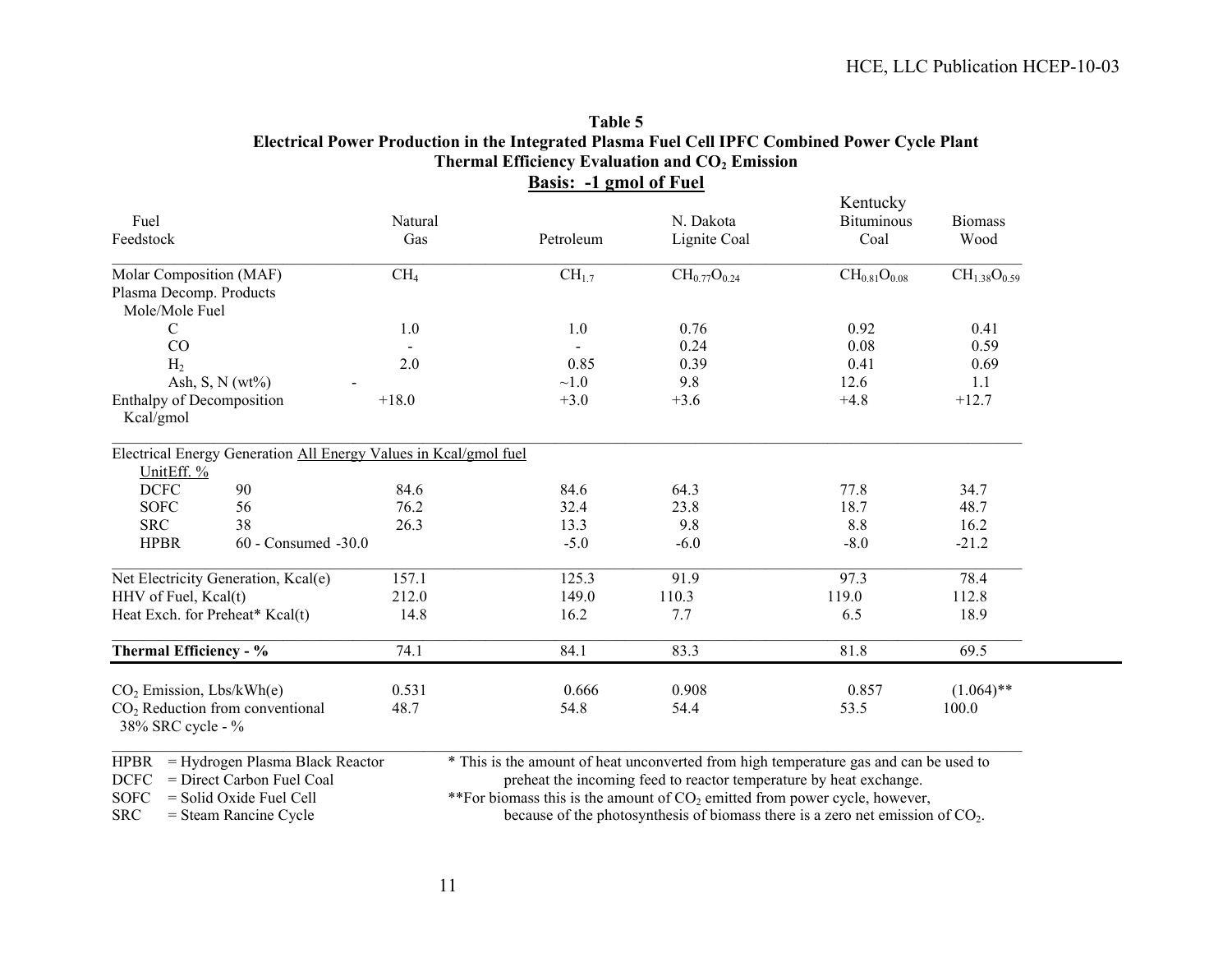**Table 5**
**Electrical Power Production in the Integrated Plasma Fuel Cell IPFC Combined Power Cycle Plant**
**Thermal Efficiency Evaluation and $CO_2$ Emission**
**Basis: -1 gmol of Fuel**

| Fuel Feedstock | | Natural Gas | Petroleum | N. Dakota Lignite Coal | Kentucky Bituminous Coal | Biomass Wood |
|---|---|---|---|---|---|---|
| Molar Composition (MAF) | | $CH_4$ | $CH_{1.7}$ | $CH_{0.77}O_{0.24}$ | $CH_{0.81}O_{0.08}$ | $CH_{1.38}O_{0.59}$ |
| Plasma Decomp. Products Mole/Mole Fuel | | | | | | |
| C | | 1.0 | 1.0 | 0.76 | 0.92 | 0.41 |
| CO | | - | - | 0.24 | 0.08 | 0.59 |
| $H_2$ | | 2.0 | 0.85 | 0.39 | 0.41 | 0.69 |
| Ash, S, N (wt%) | | - | ~1.0 | 9.8 | 12.6 | 1.1 |
| Enthalpy of Decomposition Kcal/gmol | | +18.0 | +3.0 | +3.6 | +4.8 | +12.7 |
| Electrical Energy Generation <u>All Energy Values in Kcal/gmol fuel</u> | | | | | | |
| <u>Unit</u> | <u>Eff. %</u> | | | | | |
| DCFC | 90 | 84.6 | 84.6 | 64.3 | 77.8 | 34.7 |
| SOFC | 56 | 76.2 | 32.4 | 23.8 | 18.7 | 48.7 |
| SRC | 38 | 26.3 | 13.3 | 9.8 | 8.8 | 16.2 |
| HPBR | 60 - Consumed | -30.0 | -5.0 | -6.0 | -8.0 | -21.2 |
| Net Electricity Generation, Kcal(e) | | 157.1 | 125.3 | 91.9 | 97.3 | 78.4 |
| HHV of Fuel, Kcal(t) | | 212.0 | 149.0 | 110.3 | 119.0 | 112.8 |
| Heat Exch. for Preheat* Kcal(t) | | 14.8 | 16.2 | 7.7 | 6.5 | 18.9 |
| **Thermal Efficiency - %** | | 74.1 | 84.1 | 83.3 | 81.8 | 69.5 |
| $CO_2$ Emission, Lbs/kWh(e) | | 0.531 | 0.666 | 0.908 | 0.857 | (1.064)** |
| $CO_2$ Reduction from conventional 38% SRC cycle - % | | 48.7 | 54.8 | 54.4 | 53.5 | 100.0 |

HPBR = Hydrogen Plasma Black Reactor
DCFC = Direct Carbon Fuel Coal
SOFC = Solid Oxide Fuel Cell
SRC = Steam Rancine Cycle

\* This is the amount of heat unconverted from high temperature gas and can be used to preheat the incoming feed to reactor temperature by heat exchange.

\*\*For biomass this is the amount of $CO_2$ emitted from power cycle, however, because of the photosynthesis of biomass there is a zero net emission of $CO_2$.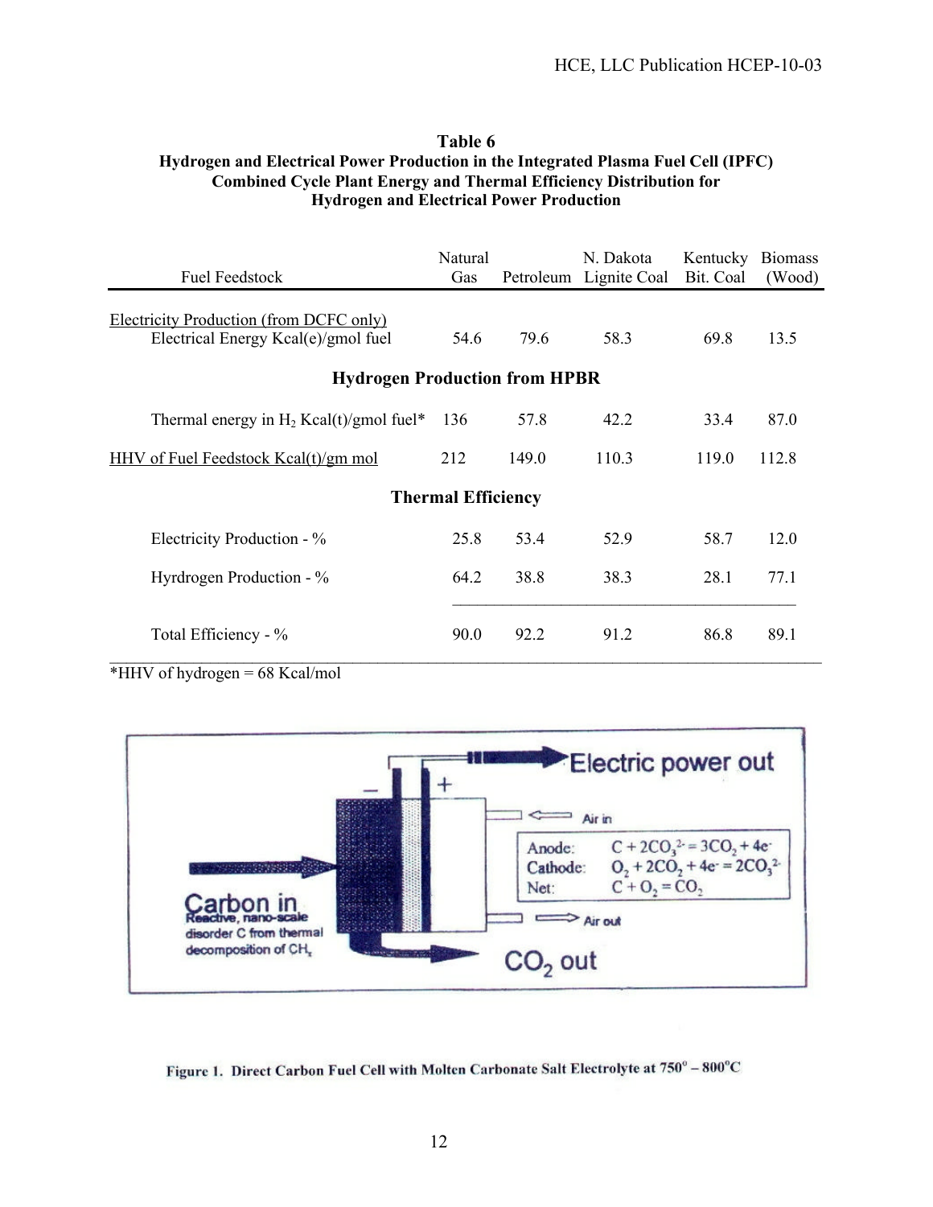**Table 6**
**Hydrogen and Electrical Power Production in the Integrated Plasma Fuel Cell (IPFC) Combined Cycle Plant Energy and Thermal Efficiency Distribution for Hydrogen and Electrical Power Production**

| Fuel Feedstock | Natural Gas | Petroleum | N. Dakota Lignite Coal | Kentucky Bit. Coal | Biomass (Wood) |
|---|---|---|---|---|---|
| Electricity Production (from DCFC only) | | | | | |
| Electrical Energy Kcal(e)/gmol fuel | 54.6 | 79.6 | 58.3 | 69.8 | 13.5 |
| **Hydrogen Production from HPBR** | | | | | |
| Thermal energy in $H_2$ Kcal(t)/gmol fuel* | 136 | 57.8 | 42.2 | 33.4 | 87.0 |
| HHV of Fuel Feedstock Kcal(t)/gm mol | 212 | 149.0 | 110.3 | 119.0 | 112.8 |
| **Thermal Efficiency** | | | | | |
| Electricity Production - % | 25.8 | 53.4 | 52.9 | 58.7 | 12.0 |
| Hyrdrogen Production - % | 64.2 | 38.8 | 38.3 | 28.1 | 77.1 |
| Total Efficiency - % | 90.0 | 92.2 | 91.2 | 86.8 | 89.1 |

*HHV of hydrogen = 68 Kcal/mol

Electric power out

Air in

Anode: $C + 2CO_3^{2-} = 3CO_2 + 4e^-$
Cathode: $O_2 + 2CO_2 + 4e^- = 2CO_3^{2-}$
Net: $C + O_2 = CO_2$

Air out

Carbon in
Reactive, nano-scale disorder C from thermal decomposition of $CH_x$

$CO_2$ out

**Figure 1. Direct Carbon Fuel Cell with Molten Carbonate Salt Electrolyte at 750° – 800°C**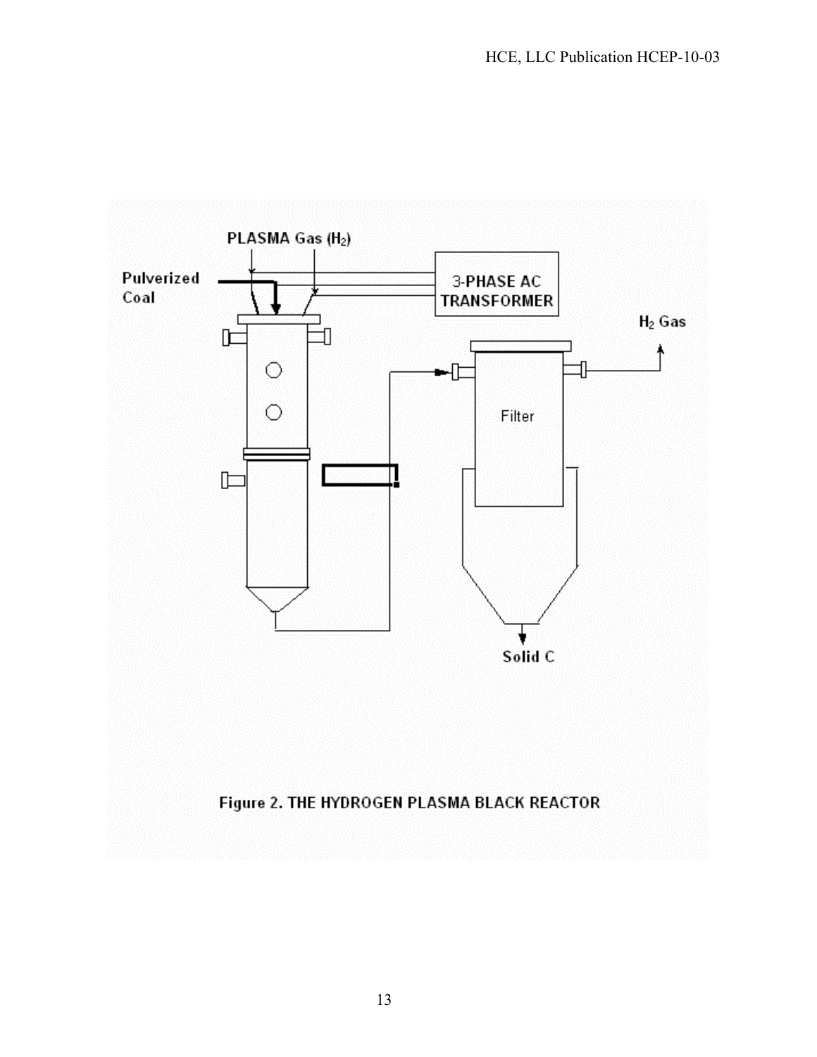PLASMA Gas ($H_2$)

Pulverized Coal

3-PHASE AC TRANSFORMER

$H_2$ Gas

Filter

Solid C

Figure 2. THE HYDROGEN PLASMA BLACK REACTOR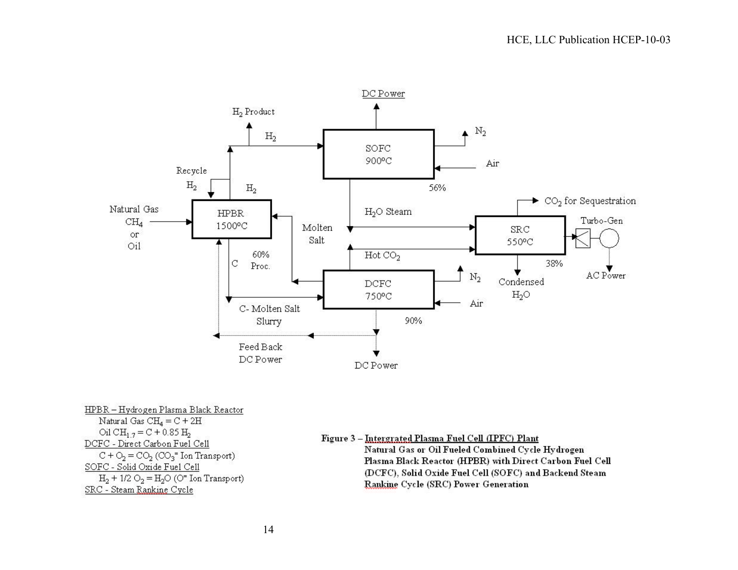HPBR – Hydrogen Plasma Black Reactor

Natural Gas $CH_4 = C + 2H$

Oil $CH_{1.7} = C + 0.85\ H_2$

DCFC - Direct Carbon Fuel Cell

$C + O_2 = CO_2$ ($CO_3^=$ Ion Transport)

SOFC - Solid Oxide Fuel Cell

$H_2 + 1/2\ O_2 = H_2O$ ($O^=$ Ion Transport)

SRC - Steam Rankine Cycle

**Figure 3 – Intergrated Plasma Fuel Cell (IPFC) Plant Natural Gas or Oil Fueled Combined Cycle Hydrogen Plasma Black Reactor (HPBR) with Direct Carbon Fuel Cell (DCFC), Solid Oxide Fuel Cell (SOFC) and Backend Steam Rankine Cycle (SRC) Power Generation**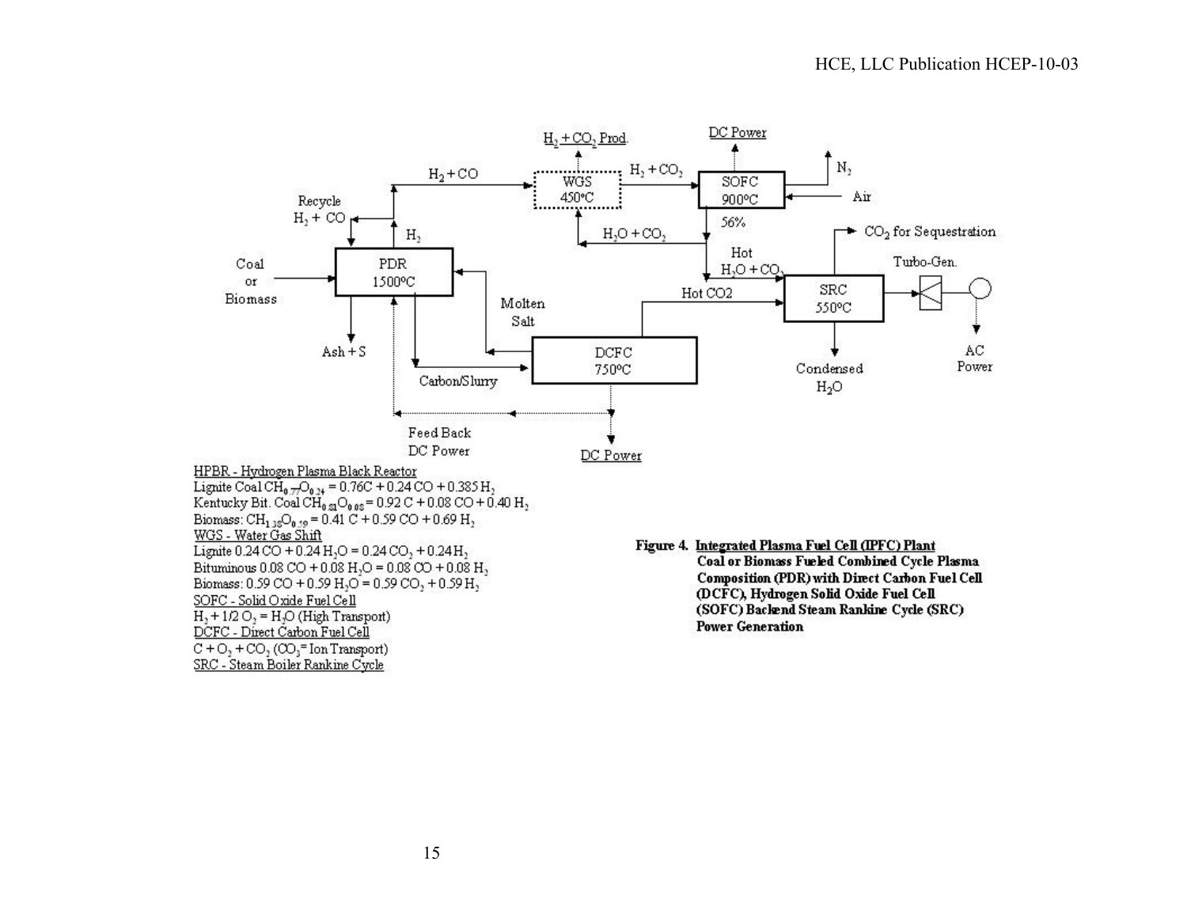$H_2 + CO_2$ Prod.

DC Power

$H_2 + CO$

WGS 450°C

$H_2 + CO_2$

SOFC 900°C

$N_2$

Air

Recycle $H_2$ + CO

$H_2$

$H_2O + CO_2$

56%

$CO_2$ for Sequestration

Coal or Biomass

PDR 1500°C

Hot $H_2O + CO_2$

Turbo-Gen.

Molten Salt

Hot CO2

SRC 550°C

Ash + S

DCFC 750°C

AC Power

Carbon/Slurry

Condensed $H_2O$

Feed Back DC Power

DC Power

HPBR - Hydrogen Plasma Black Reactor

Lignite Coal $CH_{0.77}O_{0.24}$ = 0.76C + 0.24 CO + 0.385 $H_2$

Kentucky Bit. Coal $CH_{0.81}O_{0.08}$ = 0.92 C + 0.08 CO + 0.40 $H_2$

Biomass: $CH_{1.38}O_{0.59}$ = 0.41 C + 0.59 CO + 0.69 $H_2$

WGS - Water Gas Shift

Lignite 0.24 CO + 0.24 $H_2O$ = 0.24 $CO_2$ + 0.24 $H_2$

Bituminous 0.08 CO + 0.08 $H_2O$ = 0.08 CO + 0.08 $H_2$

Biomass: 0.59 CO + 0.59 $H_2O$ = 0.59 $CO_2$ + 0.59 $H_2$

SOFC - Solid Oxide Fuel Cell

$H_2$ + 1/2 $O_2$ = $H_2O$ (High Transport)

DCFC - Direct Carbon Fuel Cell

C + $O_2$ + $CO_2$ ($CO_3^=$ Ion Transport)

SRC - Steam Boiler Rankine Cycle

**Figure 4. Integrated Plasma Fuel Cell (IPFC) Plant Coal or Biomass Fueled Combined Cycle Plasma Composition (PDR) with Direct Carbon Fuel Cell (DCFC), Hydrogen Solid Oxide Fuel Cell (SOFC) Backend Steam Rankine Cycle (SRC) Power Generation**